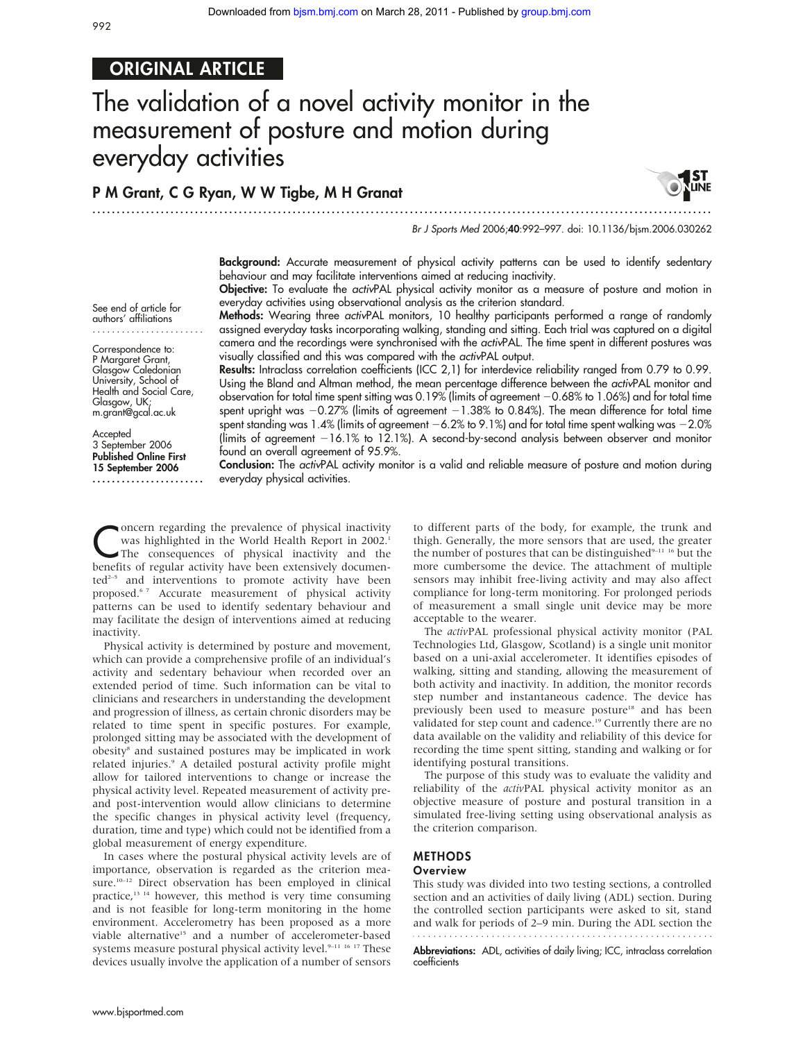ORIGINAL ARTICLE

# The validation of a novel activity monitor in the measurement of posture and motion during everyday activities

**P M Grant, C G Ryan, W W Tigbe, M H Granat**

See end of article for authors' affiliations

Correspondence to: P Margaret Grant, Glasgow Caledonian University, School of Health and Social Care, Glasgow, UK; m.grant@gcal.ac.uk

Accepted 3 September 2006
**Published Online First 15 September 2006**

**Background:** Accurate measurement of physical activity patterns can be used to identify sedentary behaviour and may facilitate interventions aimed at reducing inactivity.

**Objective:** To evaluate the *activ*PAL physical activity monitor as a measure of posture and motion in everyday activities using observational analysis as the criterion standard.

**Methods:** Wearing three *activ*PAL monitors, 10 healthy participants performed a range of randomly assigned everyday tasks incorporating walking, standing and sitting. Each trial was captured on a digital camera and the recordings were synchronised with the *activ*PAL. The time spent in different postures was visually classified and this was compared with the *activ*PAL output.

**Results:** Intraclass correlation coefficients (ICC 2,1) for interdevice reliability ranged from 0.79 to 0.99. Using the Bland and Altman method, the mean percentage difference between the *activ*PAL monitor and observation for total time spent sitting was 0.19% (limits of agreement −0.68% to 1.06%) and for total time spent upright was −0.27% (limits of agreement −1.38% to 0.84%). The mean difference for total time spent standing was 1.4% (limits of agreement −6.2% to 9.1%) and for total time spent walking was −2.0% (limits of agreement −16.1% to 12.1%). A second-by-second analysis between observer and monitor found an overall agreement of 95.9%.

**Conclusion:** The *activ*PAL activity monitor is a valid and reliable measure of posture and motion during everyday physical activities.

Concern regarding the prevalence of physical inactivity was highlighted in the World Health Report in 2002.[1] The consequences of physical inactivity and the benefits of regular activity have been extensively documented[2–5] and interventions to promote activity have been proposed.[6 7] Accurate measurement of physical activity patterns can be used to identify sedentary behaviour and may facilitate the design of interventions aimed at reducing inactivity.

Physical activity is determined by posture and movement, which can provide a comprehensive profile of an individual's activity and sedentary behaviour when recorded over an extended period of time. Such information can be vital to clinicians and researchers in understanding the development and progression of illness, as certain chronic disorders may be related to time spent in specific postures. For example, prolonged sitting may be associated with the development of obesity[8] and sustained postures may be implicated in work related injuries.[9] A detailed postural activity profile might allow for tailored interventions to change or increase the physical activity level. Repeated measurement of activity pre- and post-intervention would allow clinicians to determine the specific changes in physical activity level (frequency, duration, time and type) which could not be identified from a global measurement of energy expenditure.

In cases where the postural physical activity levels are of importance, observation is regarded as the criterion measure.[10–12] Direct observation has been employed in clinical practice,[13 14] however, this method is very time consuming and is not feasible for long-term monitoring in the home environment. Accelerometry has been proposed as a more viable alternative[15] and a number of accelerometer-based systems measure postural physical activity level.[9–11 16 17] These devices usually involve the application of a number of sensors to different parts of the body, for example, the trunk and thigh. Generally, the more sensors that are used, the greater the number of postures that can be distinguished[9–11 16] but the more cumbersome the device. The attachment of multiple sensors may inhibit free-living activity and may also affect compliance for long-term monitoring. For prolonged periods of measurement a small single unit device may be more acceptable to the wearer.

The *activ*PAL professional physical activity monitor (PAL Technologies Ltd, Glasgow, Scotland) is a single unit monitor based on a uni-axial accelerometer. It identifies episodes of walking, sitting and standing, allowing the measurement of both activity and inactivity. In addition, the monitor records step number and instantaneous cadence. The device has previously been used to measure posture[18] and has been validated for step count and cadence.[19] Currently there are no data available on the validity and reliability of this device for recording the time spent sitting, standing and walking or for identifying postural transitions.

The purpose of this study was to evaluate the validity and reliability of the *activ*PAL physical activity monitor as an objective measure of posture and postural transition in a simulated free-living setting using observational analysis as the criterion comparison.

## METHODS

### Overview

This study was divided into two testing sections, a controlled section and an activities of daily living (ADL) section. During the controlled section participants were asked to sit, stand and walk for periods of 2–9 min. During the ADL section the

**Abbreviations:** ADL, activities of daily living; ICC, intraclass correlation coefficients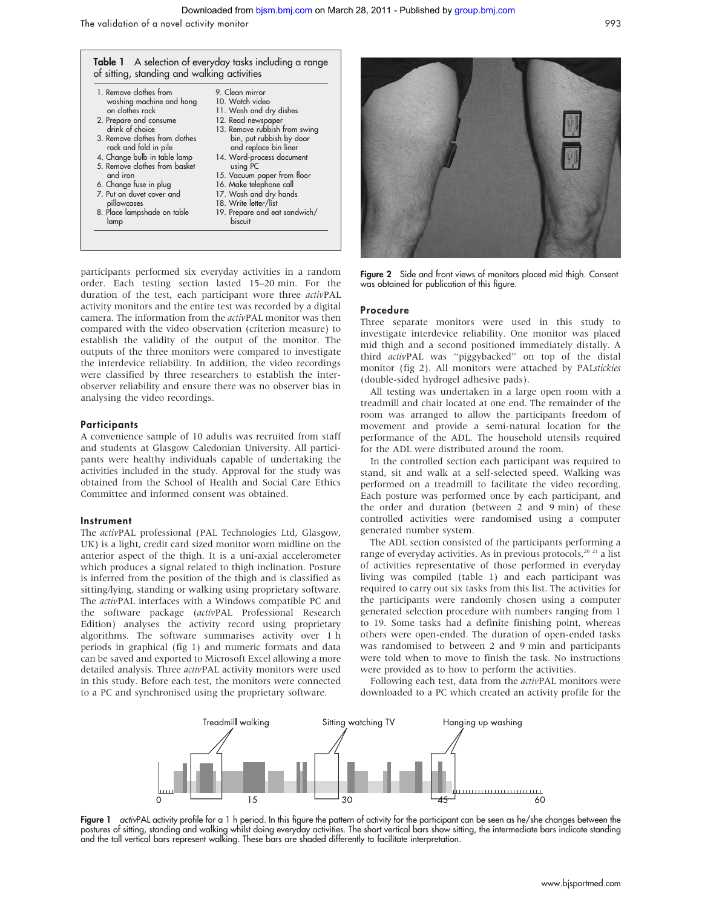**Table 1** A selection of everyday tasks including a range of sitting, standing and walking activities

| | |
|---|---|
| 1. Remove clothes from washing machine and hang on clothes rack | 9. Clean mirror |
| 2. Prepare and consume drink of choice | 10. Watch video |
| 3. Remove clothes from clothes rack and fold in pile | 11. Wash and dry dishes |
| 4. Change bulb in table lamp | 12. Read newspaper |
| 5. Remove clothes from basket and iron | 13. Remove rubbish from swing bin, put rubbish by door and replace bin liner |
| 6. Change fuse in plug | 14. Word-process document using PC |
| 7. Put on duvet cover and pillowcases | 15. Vacuum paper from floor |
| 8. Place lampshade on table lamp | 16. Make telephone call |
| | 17. Wash and dry hands |
| | 18. Write letter/list |
| | 19. Prepare and eat sandwich/biscuit |

participants performed six everyday activities in a random order. Each testing section lasted 15–20 min. For the duration of the test, each participant wore three *activ*PAL activity monitors and the entire test was recorded by a digital camera. The information from the *activ*PAL monitor was then compared with the video observation (criterion measure) to establish the validity of the output of the monitor. The outputs of the three monitors were compared to investigate the interdevice reliability. In addition, the video recordings were classified by three researchers to establish the inter-observer reliability and ensure there was no observer bias in analysing the video recordings.

### Participants

A convenience sample of 10 adults was recruited from staff and students at Glasgow Caledonian University. All participants were healthy individuals capable of undertaking the activities included in the study. Approval for the study was obtained from the School of Health and Social Care Ethics Committee and informed consent was obtained.

### Instrument

The *activ*PAL professional (PAL Technologies Ltd, Glasgow, UK) is a light, credit card sized monitor worn midline on the anterior aspect of the thigh. It is a uni-axial accelerometer which produces a signal related to thigh inclination. Posture is inferred from the position of the thigh and is classified as sitting/lying, standing or walking using proprietary software. The *activ*PAL interfaces with a Windows compatible PC and the software package (*activ*PAL Professional Research Edition) analyses the activity record using proprietary algorithms. The software summarises activity over 1 h periods in graphical (fig 1) and numeric formats and data can be saved and exported to Microsoft Excel allowing a more detailed analysis. Three *activ*PAL activity monitors were used in this study. Before each test, the monitors were connected to a PC and synchronised using the proprietary software.

**Figure 2** Side and front views of monitors placed mid thigh. Consent was obtained for publication of this figure.

### Procedure

Three separate monitors were used in this study to investigate interdevice reliability. One monitor was placed mid thigh and a second positioned immediately distally. A third *activ*PAL was "piggybacked" on top of the distal monitor (fig 2). All monitors were attached by PAL*stickies* (double-sided hydrogel adhesive pads).

All testing was undertaken in a large open room with a treadmill and chair located at one end. The remainder of the room was arranged to allow the participants freedom of movement and provide a semi-natural location for the performance of the ADL. The household utensils required for the ADL were distributed around the room.

In the controlled section each participant was required to stand, sit and walk at a self-selected speed. Walking was performed on a treadmill to facilitate the video recording. Each posture was performed once by each participant, and the order and duration (between 2 and 9 min) of these controlled activities were randomised using a computer generated number system.

The ADL section consisted of the participants performing a range of everyday activities. As in previous protocols,[20 21] a list of activities representative of those performed in everyday living was compiled (table 1) and each participant was required to carry out six tasks from this list. The activities for the participants were randomly chosen using a computer generated selection procedure with numbers ranging from 1 to 19. Some tasks had a definite finishing point, whereas others were open-ended. The duration of open-ended tasks was randomised to between 2 and 9 min and participants were told when to move to finish the task. No instructions were provided as to how to perform the activities.

Following each test, data from the *activ*PAL monitors were downloaded to a PC which created an activity profile for the

**Figure 1** *activ*PAL activity profile for a 1 h period. In this figure the pattern of activity for the participant can be seen as he/she changes between the postures of sitting, standing and walking whilst doing everyday activities. The short vertical bars show sitting, the intermediate bars indicate standing and the tall vertical bars represent walking. These bars are shaded differently to facilitate interpretation.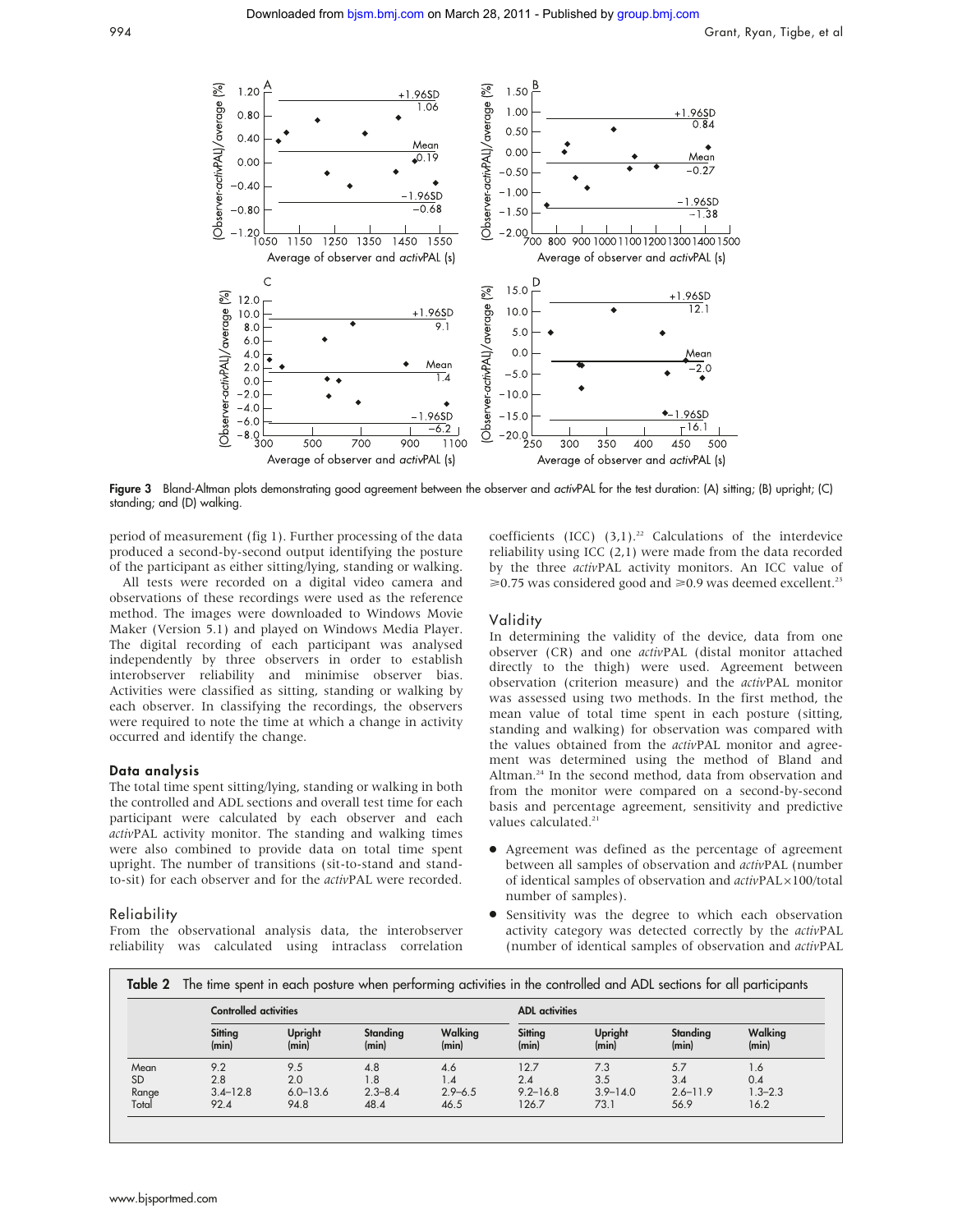Figure 3 Bland-Altman plots demonstrating good agreement between the observer and *activ*PAL for the test duration: (A) sitting; (B) upright; (C) standing; and (D) walking.

period of measurement (fig 1). Further processing of the data produced a second-by-second output identifying the posture of the participant as either sitting/lying, standing or walking.

All tests were recorded on a digital video camera and observations of these recordings were used as the reference method. The images were downloaded to Windows Movie Maker (Version 5.1) and played on Windows Media Player. The digital recording of each participant was analysed independently by three observers in order to establish interobserver reliability and minimise observer bias. Activities were classified as sitting, standing or walking by each observer. In classifying the recordings, the observers were required to note the time at which a change in activity occurred and identify the change.

### Data analysis

The total time spent sitting/lying, standing or walking in both the controlled and ADL sections and overall test time for each participant were calculated by each observer and each *activ*PAL activity monitor. The standing and walking times were also combined to provide data on total time spent upright. The number of transitions (sit-to-stand and stand-to-sit) for each observer and for the *activ*PAL were recorded.

## Reliability

From the observational analysis data, the interobserver reliability was calculated using intraclass correlation coefficients (ICC) (3,1).[22] Calculations of the interdevice reliability using ICC (2,1) were made from the data recorded by the three *activ*PAL activity monitors. An ICC value of ⩾0.75 was considered good and ⩾0.9 was deemed excellent.[23]

## Validity

In determining the validity of the device, data from one observer (CR) and one *activ*PAL (distal monitor attached directly to the thigh) were used. Agreement between observation (criterion measure) and the *activ*PAL monitor was assessed using two methods. In the first method, the mean value of total time spent in each posture (sitting, standing and walking) for observation was compared with the values obtained from the *activ*PAL monitor and agreement was determined using the method of Bland and Altman.[24] In the second method, data from observation and from the monitor were compared on a second-by-second basis and percentage agreement, sensitivity and predictive values calculated.[21]

- Agreement was defined as the percentage of agreement between all samples of observation and *activ*PAL (number of identical samples of observation and *activ*PAL×100/total number of samples).
- Sensitivity was the degree to which each observation activity category was detected correctly by the *activ*PAL (number of identical samples of observation and *activ*PAL

**Table 2** The time spent in each posture when performing activities in the controlled and ADL sections for all participants

| | Controlled activities | | | | ADL activities | | | |
|---|---|---|---|---|---|---|---|---|
| | Sitting (min) | Upright (min) | Standing (min) | Walking (min) | Sitting (min) | Upright (min) | Standing (min) | Walking (min) |
| Mean | 9.2 | 9.5 | 4.8 | 4.6 | 12.7 | 7.3 | 5.7 | 1.6 |
| SD | 2.8 | 2.0 | 1.8 | 1.4 | 2.4 | 3.5 | 3.4 | 0.4 |
| Range | 3.4–12.8 | 6.0–13.6 | 2.3–8.4 | 2.9–6.5 | 9.2–16.8 | 3.9–14.0 | 2.6–11.9 | 1.3–2.3 |
| Total | 92.4 | 94.8 | 48.4 | 46.5 | 126.7 | 73.1 | 56.9 | 16.2 |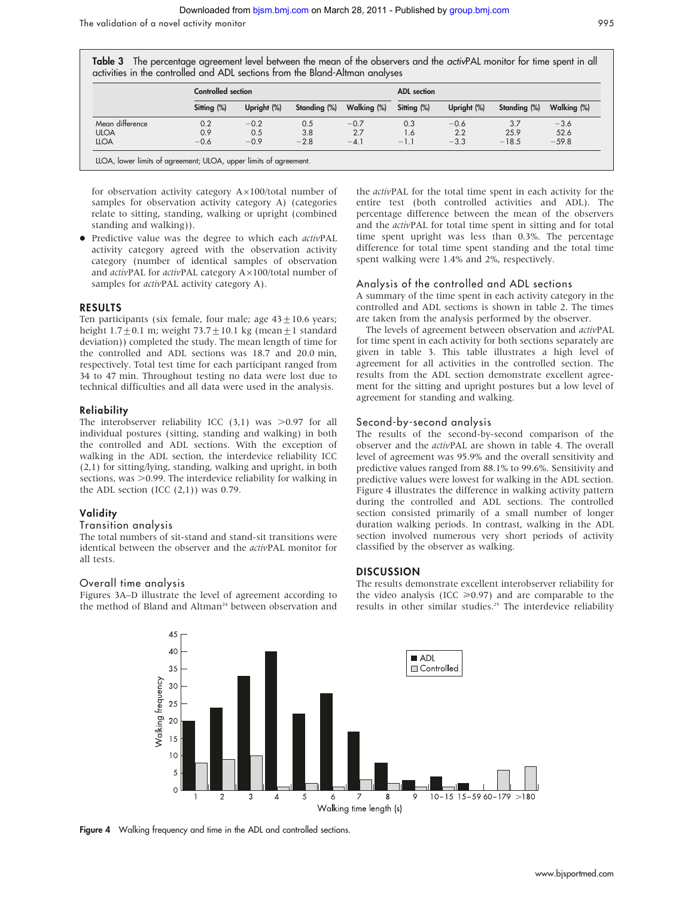**Table 3** The percentage agreement level between the mean of the observers and the *activ*PAL monitor for time spent in all activities in the controlled and ADL sections from the Bland-Altman analyses

| | Controlled section | | | | ADL section | | | |
|---|---|---|---|---|---|---|---|---|
| | Sitting (%) | Upright (%) | Standing (%) | Walking (%) | Sitting (%) | Upright (%) | Standing (%) | Walking (%) |
| Mean difference | 0.2 | −0.2 | 0.5 | −0.7 | 0.3 | −0.6 | 3.7 | −3.6 |
| ULOA | 0.9 | 0.5 | 3.8 | 2.7 | 1.6 | 2.2 | 25.9 | 52.6 |
| LLOA | −0.6 | −0.9 | −2.8 | −4.1 | −1.1 | −3.3 | −18.5 | −59.8 |

LLOA, lower limits of agreement; ULOA, upper limits of agreement.

for observation activity category A×100/total number of samples for observation activity category A) (categories relate to sitting, standing, walking or upright (combined standing and walking)).

- Predictive value was the degree to which each *activ*PAL activity category agreed with the observation activity category (number of identical samples of observation and *activ*PAL for *activ*PAL category A×100/total number of samples for *activ*PAL activity category A).

## RESULTS

Ten participants (six female, four male; age 43±10.6 years; height 1.7±0.1 m; weight 73.7±10.1 kg (mean±1 standard deviation)) completed the study. The mean length of time for the controlled and ADL sections was 18.7 and 20.0 min, respectively. Total test time for each participant ranged from 34 to 47 min. Throughout testing no data were lost due to technical difficulties and all data were used in the analysis.

### Reliability

The interobserver reliability ICC (3,1) was >0.97 for all individual postures (sitting, standing and walking) in both the controlled and ADL sections. With the exception of walking in the ADL section, the interdevice reliability ICC (2,1) for sitting/lying, standing, walking and upright, in both sections, was >0.99. The interdevice reliability for walking in the ADL section (ICC (2,1)) was 0.79.

### Validity

#### Transition analysis

The total numbers of sit-stand and stand-sit transitions were identical between the observer and the *activ*PAL monitor for all tests.

#### Overall time analysis

Figures 3A–D illustrate the level of agreement according to the method of Bland and Altman[24] between observation and the *activ*PAL for the total time spent in each activity for the entire test (both controlled activities and ADL). The percentage difference between the mean of the observers and the *activ*PAL for total time spent in sitting and for total time spent upright was less than 0.3%. The percentage difference for total time spent standing and the total time spent walking were 1.4% and 2%, respectively.

#### Analysis of the controlled and ADL sections

A summary of the time spent in each activity category in the controlled and ADL sections is shown in table 2. The times are taken from the analysis performed by the observer.

The levels of agreement between observation and *activ*PAL for time spent in each activity for both sections separately are given in table 3. This table illustrates a high level of agreement for all activities in the controlled section. The results from the ADL section demonstrate excellent agreement for the sitting and upright postures but a low level of agreement for standing and walking.

#### Second-by-second analysis

The results of the second-by-second comparison of the observer and the *activ*PAL are shown in table 4. The overall level of agreement was 95.9% and the overall sensitivity and predictive values ranged from 88.1% to 99.6%. Sensitivity and predictive values were lowest for walking in the ADL section. Figure 4 illustrates the difference in walking activity pattern during the controlled and ADL sections. The controlled section consisted primarily of a small number of longer duration walking periods. In contrast, walking in the ADL section involved numerous very short periods of activity classified by the observer as walking.

## DISCUSSION

The results demonstrate excellent interobserver reliability for the video analysis (ICC ⩾0.97) and are comparable to the results in other similar studies.[25] The interdevice reliability

**Figure 4** Walking frequency and time in the ADL and controlled sections.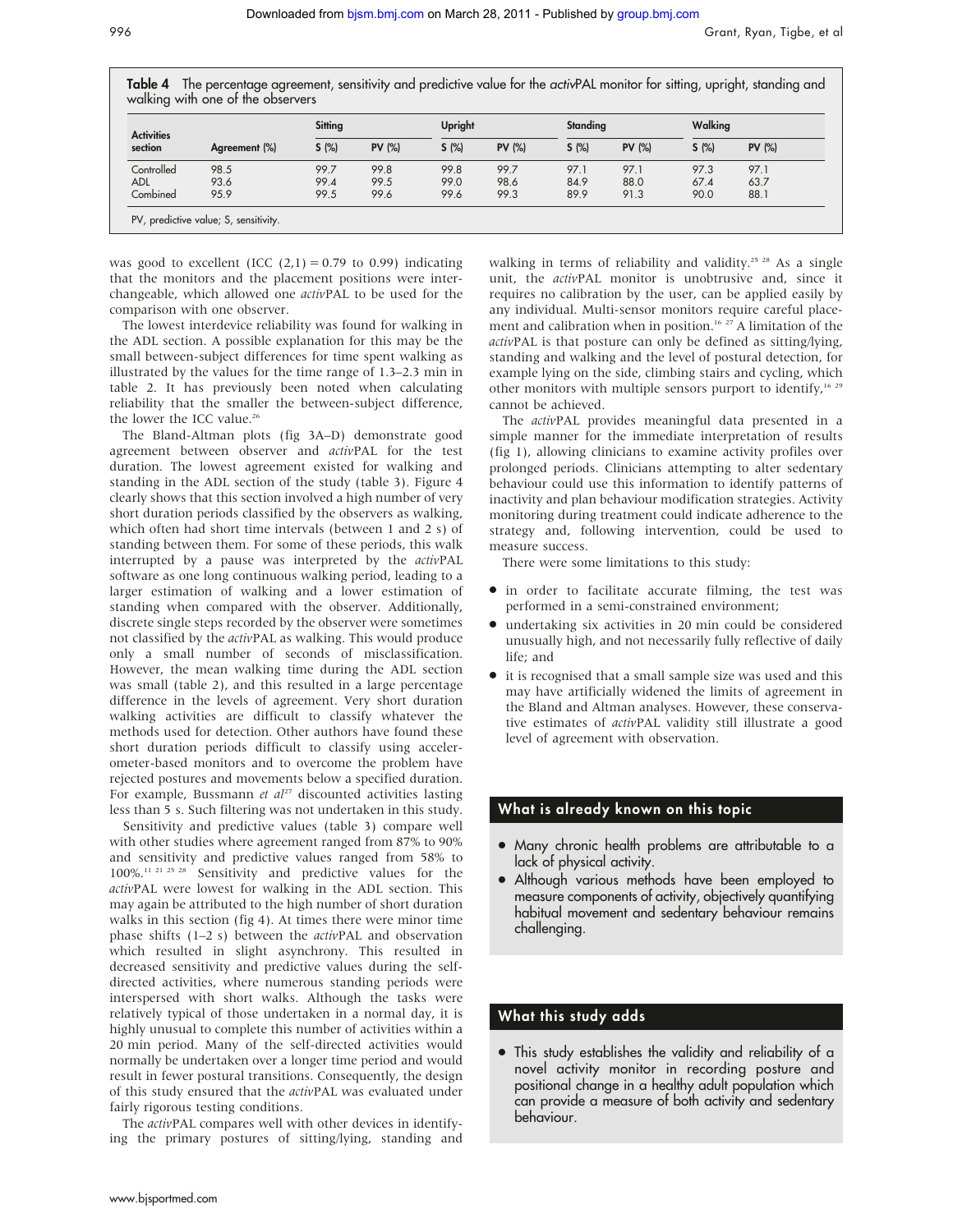**Table 4** The percentage agreement, sensitivity and predictive value for the *activ*PAL monitor for sitting, upright, standing and walking with one of the observers

| Activities section | Agreement (%) | Sitting | | Upright | | Standing | | Walking | |
|---|---|---|---|---|---|---|---|---|---|
| | | S (%) | PV (%) | S (%) | PV (%) | S (%) | PV (%) | S (%) | PV (%) |
| Controlled | 98.5 | 99.7 | 99.8 | 99.8 | 99.7 | 97.1 | 97.1 | 97.3 | 97.1 |
| ADL | 93.6 | 99.4 | 99.5 | 99.0 | 98.6 | 84.9 | 88.0 | 67.4 | 63.7 |
| Combined | 95.9 | 99.5 | 99.6 | 99.6 | 99.3 | 89.9 | 91.3 | 90.0 | 88.1 |

PV, predictive value; S, sensitivity.

was good to excellent (ICC (2,1) = 0.79 to 0.99) indicating that the monitors and the placement positions were interchangeable, which allowed one *activ*PAL to be used for the comparison with one observer.

The lowest interdevice reliability was found for walking in the ADL section. A possible explanation for this may be the small between-subject differences for time spent walking as illustrated by the values for the time range of 1.3–2.3 min in table 2. It has previously been noted when calculating reliability that the smaller the between-subject difference, the lower the ICC value.[26]

The Bland-Altman plots (fig 3A–D) demonstrate good agreement between observer and *activ*PAL for the test duration. The lowest agreement existed for walking and standing in the ADL section of the study (table 3). Figure 4 clearly shows that this section involved a high number of very short duration periods classified by the observers as walking, which often had short time intervals (between 1 and 2 s) of standing between them. For some of these periods, this walk interrupted by a pause was interpreted by the *activ*PAL software as one long continuous walking period, leading to a larger estimation of walking and a lower estimation of standing when compared with the observer. Additionally, discrete single steps recorded by the observer were sometimes not classified by the *activ*PAL as walking. This would produce only a small number of seconds of misclassification. However, the mean walking time during the ADL section was small (table 2), and this resulted in a large percentage difference in the levels of agreement. Very short duration walking activities are difficult to classify whatever the methods used for detection. Other authors have found these short duration periods difficult to classify using accelerometer-based monitors and to overcome the problem have rejected postures and movements below a specified duration. For example, Bussmann *et al*[27] discounted activities lasting less than 5 s. Such filtering was not undertaken in this study.

Sensitivity and predictive values (table 3) compare well with other studies where agreement ranged from 87% to 90% and sensitivity and predictive values ranged from 58% to 100%.[11 21 25 28] Sensitivity and predictive values for the *activ*PAL were lowest for walking in the ADL section. This may again be attributed to the high number of short duration walks in this section (fig 4). At times there were minor time phase shifts (1–2 s) between the *activ*PAL and observation which resulted in slight asynchrony. This resulted in decreased sensitivity and predictive values during the self-directed activities, where numerous standing periods were interspersed with short walks. Although the tasks were relatively typical of those undertaken in a normal day, it is highly unusual to complete this number of activities within a 20 min period. Many of the self-directed activities would normally be undertaken over a longer time period and would result in fewer postural transitions. Consequently, the design of this study ensured that the *activ*PAL was evaluated under fairly rigorous testing conditions.

The *activ*PAL compares well with other devices in identifying the primary postures of sitting/lying, standing and walking in terms of reliability and validity.[25 28] As a single unit, the *activ*PAL monitor is unobtrusive and, since it requires no calibration by the user, can be applied easily by any individual. Multi-sensor monitors require careful placement and calibration when in position.[16 27] A limitation of the *activ*PAL is that posture can only be defined as sitting/lying, standing and walking and the level of postural detection, for example lying on the side, climbing stairs and cycling, which other monitors with multiple sensors purport to identify,[16 29] cannot be achieved.

The *activ*PAL provides meaningful data presented in a simple manner for the immediate interpretation of results (fig 1), allowing clinicians to examine activity profiles over prolonged periods. Clinicians attempting to alter sedentary behaviour could use this information to identify patterns of inactivity and plan behaviour modification strategies. Activity monitoring during treatment could indicate adherence to the strategy and, following intervention, could be used to measure success.

There were some limitations to this study:

- in order to facilitate accurate filming, the test was performed in a semi-constrained environment;
- undertaking six activities in 20 min could be considered unusually high, and not necessarily fully reflective of daily life; and
- it is recognised that a small sample size was used and this may have artificially widened the limits of agreement in the Bland and Altman analyses. However, these conservative estimates of *activ*PAL validity still illustrate a good level of agreement with observation.

### What is already known on this topic

- Many chronic health problems are attributable to a lack of physical activity.
- Although various methods have been employed to measure components of activity, objectively quantifying habitual movement and sedentary behaviour remains challenging.

### What this study adds

- This study establishes the validity and reliability of a novel activity monitor in recording posture and positional change in a healthy adult population which can provide a measure of both activity and sedentary behaviour.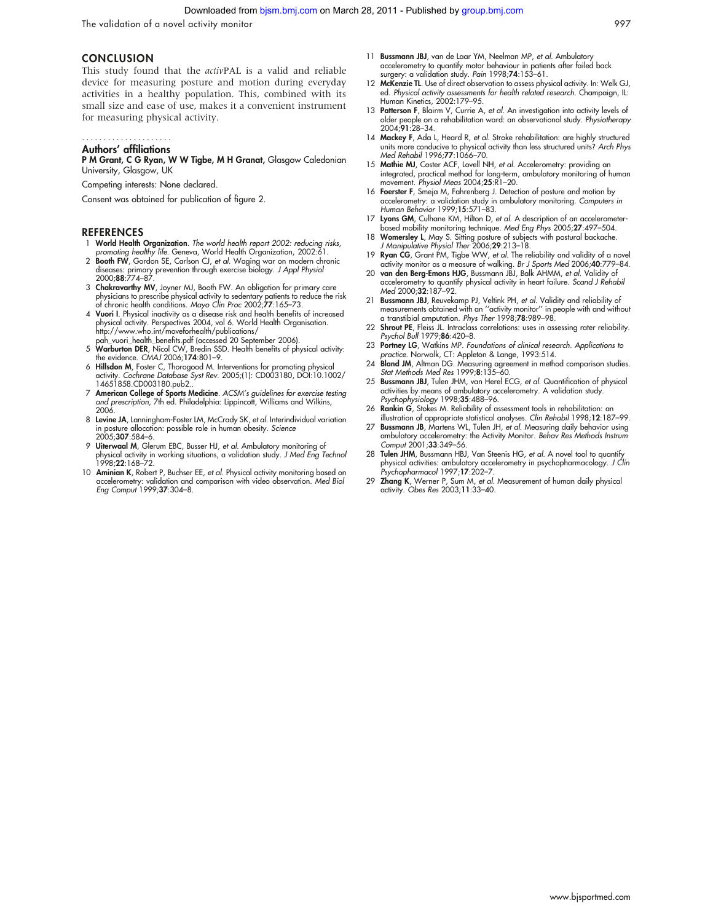## CONCLUSION

This study found that the *activ*PAL is a valid and reliable device for measuring posture and motion during everyday activities in a healthy population. This, combined with its small size and ease of use, makes it a convenient instrument for measuring physical activity.

### Authors' affiliations

**P M Grant, C G Ryan, W W Tigbe, M H Granat,** Glasgow Caledonian University, Glasgow, UK

Competing interests: None declared.

Consent was obtained for publication of figure 2.

## REFERENCES

1. **World Health Organization**. *The world health report 2002: reducing risks, promoting healthy life.* Geneva, World Health Organization, 2002:61.
2. **Booth FW**, Gordon SE, Carlson CJ, *et al.* Waging war on modern chronic diseases: primary prevention through exercise biology. *J Appl Physiol* 2000;**88**:774–87.
3. **Chakravarthy MV**, Joyner MJ, Booth FW. An obligation for primary care physicians to prescribe physical activity to sedentary patients to reduce the risk of chronic health conditions. *Mayo Clin Proc* 2002;**77**:165–73.
4. **Vuori I**. Physical inactivity as a disease risk and health benefits of increased physical activity. Perspectives 2004, vol 6. World Health Organisation. http://www.who.int/moveforhealth/publications/pah_vuori_health_benefits.pdf (accessed 20 September 2006).
5. **Warburton DER**, Nicol CW, Bredin SSD. Health benefits of physical activity: the evidence. *CMAJ* 2006;**174**:801–9.
6. **Hillsdon M**, Foster C, Thorogood M. Interventions for promoting physical activity. *Cochrane Database Syst Rev.* 2005;(1): CD003180, DOI:10.1002/14651858.CD003180.pub2..
7. **American College of Sports Medicine**. *ACSM's guidelines for exercise testing and prescription*, 7th ed. Philadelphia: Lippincott, Williams and Wilkins, 2006.
8. **Levine JA**, Lanningham-Foster LM, McCrady SK, *et al.* Interindividual variation in posture allocation: possible role in human obesity. *Science* 2005;**307**:584–6.
9. **Uiterwaal M**, Glerum EBC, Busser HJ, *et al.* Ambulatory monitoring of physical activity in working situations, a validation study. *J Med Eng Technol* 1998;**22**:168–72.
10. **Aminian K**, Robert P, Buchser EE, *et al.* Physical activity monitoring based on accelerometry: validation and comparison with video observation. *Med Biol Eng Comput* 1999;**37**:304–8.
11. **Bussmann JBJ**, van de Laar YM, Neelman MP, *et al.* Ambulatory accelerometry to quantify motor behaviour in patients after failed back surgery: a validation study. *Pain* 1998;**74**:153–61.
12. **McKenzie TL**. Use of direct observation to assess physical activity. In: Welk GJ, ed. *Physical activity assessments for health related research.* Champaign, IL: Human Kinetics, 2002:179–95.
13. **Patterson F**, Blairm V, Currie A, *et al.* An investigation into activity levels of older people on a rehabilitation ward: an observational study. *Physiotherapy* 2004;**91**:28–34.
14. **Mackey F**, Ada L, Heard R, *et al.* Stroke rehabilitation: are highly structured units more conducive to physical activity than less structured units? *Arch Phys Med Rehabil* 1996;**77**:1066–70.
15. **Mathie MJ**, Coster ACF, Lovell NH, *et al.* Accelerometry: providing an integrated, practical method for long-term, ambulatory monitoring of human movement. *Physiol Meas* 2004;**25**:R1–20.
16. **Foerster F**, Smeja M, Fahrenberg J. Detection of posture and motion by accelerometry: a validation study in ambulatory monitoring. *Computers in Human Behavior* 1999;**15**:571–83.
17. **Lyons GM**, Culhane KM, Hilton D, *et al.* A description of an accelerometer-based mobility monitoring technique. *Med Eng Phys* 2005;**27**:497–504.
18. **Womersley L**, May S. Sitting posture of subjects with postural backache. *J Manipulative Physiol Ther* 2006;**29**:213–18.
19. **Ryan CG**, Grant PM, Tigbe WW, *et al.* The reliability and validity of a novel activity monitor as a measure of walking. *Br J Sports Med* 2006;**40**:779–84.
20. **van den Berg-Emons HJG**, Bussmann JBJ, Balk AHMM, *et al.* Validity of accelerometry to quantify physical activity in heart failure. *Scand J Rehabil Med* 2000;**32**:187–92.
21. **Bussmann JBJ**, Reuvekamp PJ, Veltink PH, *et al.* Validity and reliability of measurements obtained with an ''activity monitor'' in people with and without a transtibial amputation. *Phys Ther* 1998;**78**:989–98.
22. **Shrout PE**, Fleiss JL. Intraclass correlations: uses in assessing rater reliability. *Psychol Bull* 1979;**86**:420–8.
23. **Portney LG**, Watkins MP. *Foundations of clinical research. Applications to practice.* Norwalk, CT: Appleton & Lange, 1993:514.
24. **Bland JM**, Altman DG. Measuring agreement in method comparison studies. *Stat Methods Med Res* 1999;**8**:135–60.
25. **Bussmann JBJ**, Tulen JHM, van Herel ECG, *et al.* Quantification of physical activities by means of ambulatory accelerometry. A validation study. *Psychophysiology* 1998;**35**:488–96.
26. **Rankin G**, Stokes M. Reliability of assessment tools in rehabilitation: an illustration of appropriate statistical analyses. *Clin Rehabil* 1998;**12**:187–99.
27. **Bussmann JB**, Martens WL, Tulen JH, *et al.* Measuring daily behavior using ambulatory accelerometry: the Activity Monitor. *Behav Res Methods Instrum Comput* 2001;**33**:349–56.
28. **Tulen JHM**, Bussmann HBJ, Van Steenis HG, *et al.* A novel tool to quantify physical activities: ambulatory accelerometry in psychopharmacology. *J Clin Psychopharmacol* 1997;**17**:202–7.
29. **Zhang K**, Werner P, Sum M, *et al.* Measurement of human daily physical activity. *Obes Res* 2003;**11**:33–40.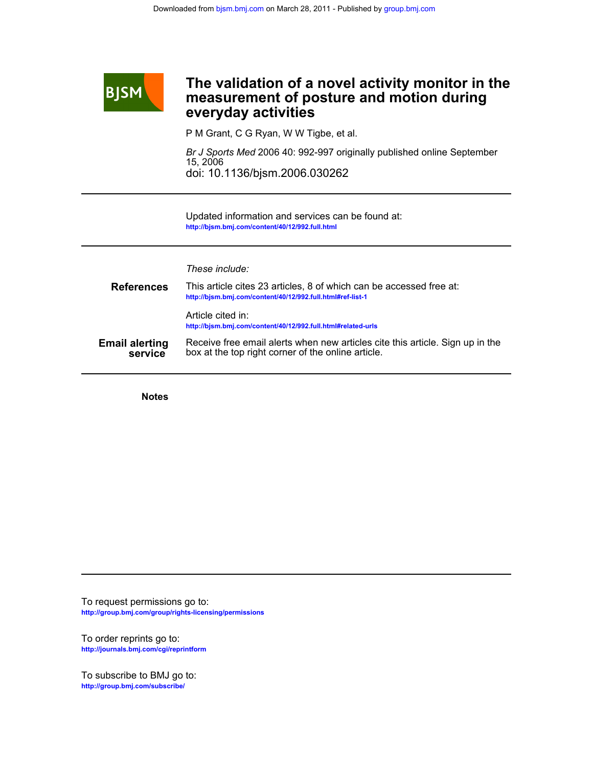# The validation of a novel activity monitor in the measurement of posture and motion during everyday activities

P M Grant, C G Ryan, W W Tigbe, et al.

*Br J Sports Med* 2006 40: 992-997 originally published online September 15, 2006

doi: 10.1136/bjsm.2006.030262

Updated information and services can be found at:
http://bjsm.bmj.com/content/40/12/992.full.html

*These include:*

**References**

This article cites 23 articles, 8 of which can be accessed free at:
http://bjsm.bmj.com/content/40/12/992.full.html#ref-list-1

Article cited in:
http://bjsm.bmj.com/content/40/12/992.full.html#related-urls

**Email alerting service**

Receive free email alerts when new articles cite this article. Sign up in the box at the top right corner of the online article.

**Notes**

To request permissions go to:
http://group.bmj.com/group/rights-licensing/permissions

To order reprints go to:
http://journals.bmj.com/cgi/reprintform

To subscribe to BMJ go to:
http://group.bmj.com/subscribe/